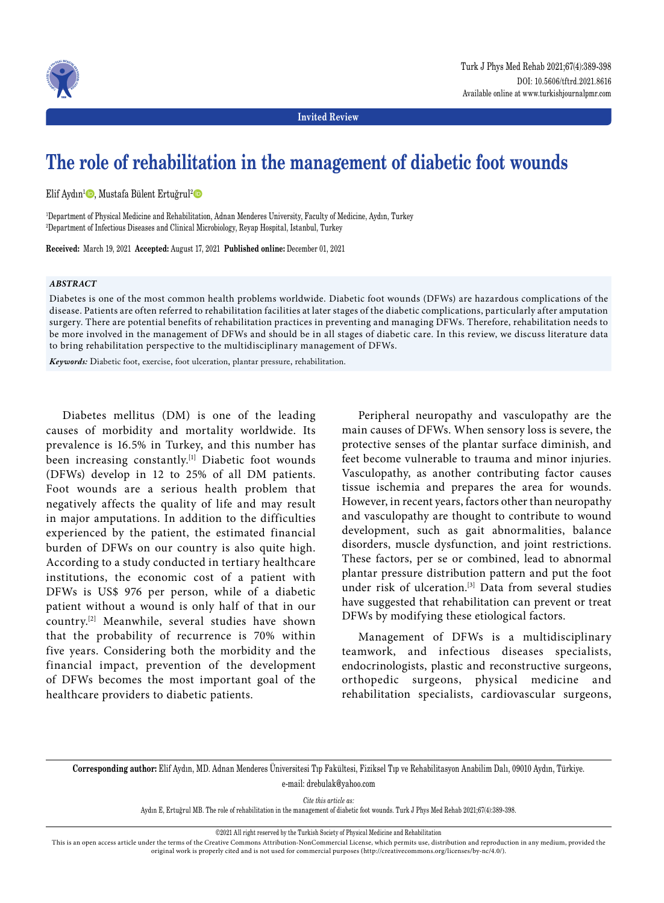Invited Review

# The role of rehabilitation in the management of diabetic foot wounds

Elif Aydın[1], Mustafa Bülent Ertuğrul[2]

[1]Department of Physical Medicine and Rehabilitation, Adnan Menderes University, Faculty of Medicine, Aydın, Turkey
[2]Department of Infectious Diseases and Clinical Microbiology, Reyap Hospital, Istanbul, Turkey

**Received:** March 19, 2021 **Accepted:** August 17, 2021 **Published online:** December 01, 2021

***ABSTRACT***

Diabetes is one of the most common health problems worldwide. Diabetic foot wounds (DFWs) are hazardous complications of the disease. Patients are often referred to rehabilitation facilities at later stages of the diabetic complications, particularly after amputation surgery. There are potential benefits of rehabilitation practices in preventing and managing DFWs. Therefore, rehabilitation needs to be more involved in the management of DFWs and should be in all stages of diabetic care. In this review, we discuss literature data to bring rehabilitation perspective to the multidisciplinary management of DFWs.

***Keywords:*** Diabetic foot, exercise, foot ulceration, plantar pressure, rehabilitation.

Diabetes mellitus (DM) is one of the leading causes of morbidity and mortality worldwide. Its prevalence is 16.5% in Turkey, and this number has been increasing constantly.[1] Diabetic foot wounds (DFWs) develop in 12 to 25% of all DM patients. Foot wounds are a serious health problem that negatively affects the quality of life and may result in major amputations. In addition to the difficulties experienced by the patient, the estimated financial burden of DFWs on our country is also quite high. According to a study conducted in tertiary healthcare institutions, the economic cost of a patient with DFWs is US$ 976 per person, while of a diabetic patient without a wound is only half of that in our country.[2] Meanwhile, several studies have shown that the probability of recurrence is 70% within five years. Considering both the morbidity and the financial impact, prevention of the development of DFWs becomes the most important goal of the healthcare providers to diabetic patients.

Peripheral neuropathy and vasculopathy are the main causes of DFWs. When sensory loss is severe, the protective senses of the plantar surface diminish, and feet become vulnerable to trauma and minor injuries. Vasculopathy, as another contributing factor causes tissue ischemia and prepares the area for wounds. However, in recent years, factors other than neuropathy and vasculopathy are thought to contribute to wound development, such as gait abnormalities, balance disorders, muscle dysfunction, and joint restrictions. These factors, per se or combined, lead to abnormal plantar pressure distribution pattern and put the foot under risk of ulceration.[3] Data from several studies have suggested that rehabilitation can prevent or treat DFWs by modifying these etiological factors.

Management of DFWs is a multidisciplinary teamwork, and infectious diseases specialists, endocrinologists, plastic and reconstructive surgeons, orthopedic surgeons, physical medicine and rehabilitation specialists, cardiovascular surgeons,

**Corresponding author:** Elif Aydın, MD. Adnan Menderes Üniversitesi Tıp Fakültesi, Fiziksel Tıp ve Rehabilitasyon Anabilim Dalı, 09010 Aydın, Türkiye.
e-mail: drebulak@yahoo.com

*Cite this article as:*
Aydın E, Ertuğrul MB. The role of rehabilitation in the management of diabetic foot wounds. Turk J Phys Med Rehab 2021;67(4):389-398.

©2021 All right reserved by the Turkish Society of Physical Medicine and Rehabilitation

This is an open access article under the terms of the Creative Commons Attribution-NonCommercial License, which permits use, distribution and reproduction in any medium, provided the original work is properly cited and is not used for commercial purposes (http://creativecommons.org/licenses/by-nc/4.0/).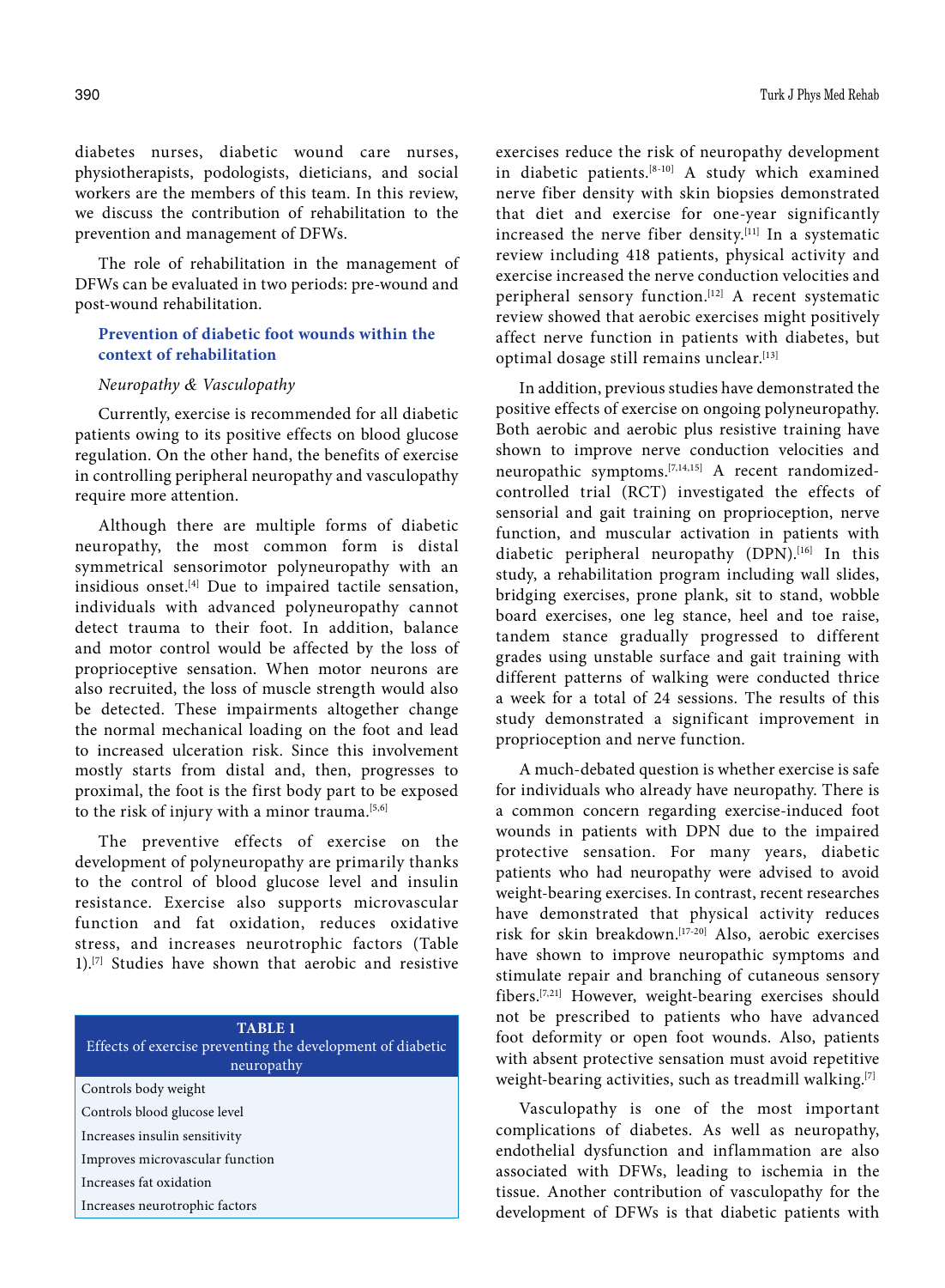diabetes nurses, diabetic wound care nurses, physiotherapists, podologists, dieticians, and social workers are the members of this team. In this review, we discuss the contribution of rehabilitation to the prevention and management of DFWs.

The role of rehabilitation in the management of DFWs can be evaluated in two periods: pre-wound and post-wound rehabilitation.

## Prevention of diabetic foot wounds within the context of rehabilitation

### *Neuropathy & Vasculopathy*

Currently, exercise is recommended for all diabetic patients owing to its positive effects on blood glucose regulation. On the other hand, the benefits of exercise in controlling peripheral neuropathy and vasculopathy require more attention.

Although there are multiple forms of diabetic neuropathy, the most common form is distal symmetrical sensorimotor polyneuropathy with an insidious onset.[4] Due to impaired tactile sensation, individuals with advanced polyneuropathy cannot detect trauma to their foot. In addition, balance and motor control would be affected by the loss of proprioceptive sensation. When motor neurons are also recruited, the loss of muscle strength would also be detected. These impairments altogether change the normal mechanical loading on the foot and lead to increased ulceration risk. Since this involvement mostly starts from distal and, then, progresses to proximal, the foot is the first body part to be exposed to the risk of injury with a minor trauma.[5,6]

The preventive effects of exercise on the development of polyneuropathy are primarily thanks to the control of blood glucose level and insulin resistance. Exercise also supports microvascular function and fat oxidation, reduces oxidative stress, and increases neurotrophic factors (Table 1).[7] Studies have shown that aerobic and resistive exercises reduce the risk of neuropathy development in diabetic patients.[8-10] A study which examined nerve fiber density with skin biopsies demonstrated that diet and exercise for one-year significantly increased the nerve fiber density.[11] In a systematic review including 418 patients, physical activity and exercise increased the nerve conduction velocities and peripheral sensory function.[12] A recent systematic review showed that aerobic exercises might positively affect nerve function in patients with diabetes, but optimal dosage still remains unclear.[13]

| TABLE 1 Effects of exercise preventing the development of diabetic neuropathy |
|---|
| Controls body weight |
| Controls blood glucose level |
| Increases insulin sensitivity |
| Improves microvascular function |
| Increases fat oxidation |
| Increases neurotrophic factors |

In addition, previous studies have demonstrated the positive effects of exercise on ongoing polyneuropathy. Both aerobic and aerobic plus resistive training have shown to improve nerve conduction velocities and neuropathic symptoms.[7,14,15] A recent randomized-controlled trial (RCT) investigated the effects of sensorial and gait training on proprioception, nerve function, and muscular activation in patients with diabetic peripheral neuropathy (DPN).[16] In this study, a rehabilitation program including wall slides, bridging exercises, prone plank, sit to stand, wobble board exercises, one leg stance, heel and toe raise, tandem stance gradually progressed to different grades using unstable surface and gait training with different patterns of walking were conducted thrice a week for a total of 24 sessions. The results of this study demonstrated a significant improvement in proprioception and nerve function.

A much-debated question is whether exercise is safe for individuals who already have neuropathy. There is a common concern regarding exercise-induced foot wounds in patients with DPN due to the impaired protective sensation. For many years, diabetic patients who had neuropathy were advised to avoid weight-bearing exercises. In contrast, recent researches have demonstrated that physical activity reduces risk for skin breakdown.[17-20] Also, aerobic exercises have shown to improve neuropathic symptoms and stimulate repair and branching of cutaneous sensory fibers.[7,21] However, weight-bearing exercises should not be prescribed to patients who have advanced foot deformity or open foot wounds. Also, patients with absent protective sensation must avoid repetitive weight-bearing activities, such as treadmill walking.[7]

Vasculopathy is one of the most important complications of diabetes. As well as neuropathy, endothelial dysfunction and inflammation are also associated with DFWs, leading to ischemia in the tissue. Another contribution of vasculopathy for the development of DFWs is that diabetic patients with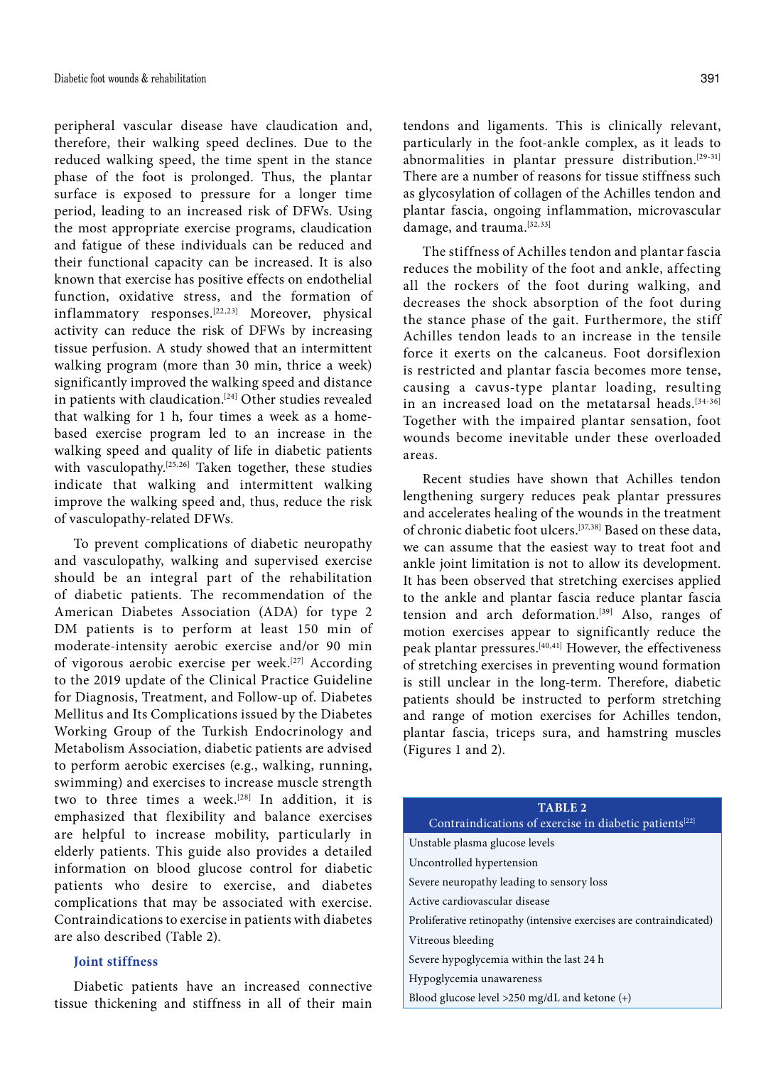peripheral vascular disease have claudication and, therefore, their walking speed declines. Due to the reduced walking speed, the time spent in the stance phase of the foot is prolonged. Thus, the plantar surface is exposed to pressure for a longer time period, leading to an increased risk of DFWs. Using the most appropriate exercise programs, claudication and fatigue of these individuals can be reduced and their functional capacity can be increased. It is also known that exercise has positive effects on endothelial function, oxidative stress, and the formation of inflammatory responses.[22,23] Moreover, physical activity can reduce the risk of DFWs by increasing tissue perfusion. A study showed that an intermittent walking program (more than 30 min, thrice a week) significantly improved the walking speed and distance in patients with claudication.[24] Other studies revealed that walking for 1 h, four times a week as a home-based exercise program led to an increase in the walking speed and quality of life in diabetic patients with vasculopathy.[25,26] Taken together, these studies indicate that walking and intermittent walking improve the walking speed and, thus, reduce the risk of vasculopathy-related DFWs.

To prevent complications of diabetic neuropathy and vasculopathy, walking and supervised exercise should be an integral part of the rehabilitation of diabetic patients. The recommendation of the American Diabetes Association (ADA) for type 2 DM patients is to perform at least 150 min of moderate-intensity aerobic exercise and/or 90 min of vigorous aerobic exercise per week.[27] According to the 2019 update of the Clinical Practice Guideline for Diagnosis, Treatment, and Follow-up of. Diabetes Mellitus and Its Complications issued by the Diabetes Working Group of the Turkish Endocrinology and Metabolism Association, diabetic patients are advised to perform aerobic exercises (e.g., walking, running, swimming) and exercises to increase muscle strength two to three times a week.[28] In addition, it is emphasized that flexibility and balance exercises are helpful to increase mobility, particularly in elderly patients. This guide also provides a detailed information on blood glucose control for diabetic patients who desire to exercise, and diabetes complications that may be associated with exercise. Contraindications to exercise in patients with diabetes are also described (Table 2).

### Joint stiffness

Diabetic patients have an increased connective tissue thickening and stiffness in all of their main tendons and ligaments. This is clinically relevant, particularly in the foot-ankle complex, as it leads to abnormalities in plantar pressure distribution.[29-31] There are a number of reasons for tissue stiffness such as glycosylation of collagen of the Achilles tendon and plantar fascia, ongoing inflammation, microvascular damage, and trauma.[32,33]

The stiffness of Achilles tendon and plantar fascia reduces the mobility of the foot and ankle, affecting all the rockers of the foot during walking, and decreases the shock absorption of the foot during the stance phase of the gait. Furthermore, the stiff Achilles tendon leads to an increase in the tensile force it exerts on the calcaneus. Foot dorsiflexion is restricted and plantar fascia becomes more tense, causing a cavus-type plantar loading, resulting in an increased load on the metatarsal heads.[34-36] Together with the impaired plantar sensation, foot wounds become inevitable under these overloaded areas.

Recent studies have shown that Achilles tendon lengthening surgery reduces peak plantar pressures and accelerates healing of the wounds in the treatment of chronic diabetic foot ulcers.[37,38] Based on these data, we can assume that the easiest way to treat foot and ankle joint limitation is not to allow its development. It has been observed that stretching exercises applied to the ankle and plantar fascia reduce plantar fascia tension and arch deformation.[39] Also, ranges of motion exercises appear to significantly reduce the peak plantar pressures.[40,41] However, the effectiveness of stretching exercises in preventing wound formation is still unclear in the long-term. Therefore, diabetic patients should be instructed to perform stretching and range of motion exercises for Achilles tendon, plantar fascia, triceps sura, and hamstring muscles (Figures 1 and 2).

**TABLE 2**
Contraindications of exercise in diabetic patients[22]

| Contraindications |
|---|
| Unstable plasma glucose levels |
| Uncontrolled hypertension |
| Severe neuropathy leading to sensory loss |
| Active cardiovascular disease |
| Proliferative retinopathy (intensive exercises are contraindicated) |
| Vitreous bleeding |
| Severe hypoglycemia within the last 24 h |
| Hypoglycemia unawareness |
| Blood glucose level >250 mg/dL and ketone (+) |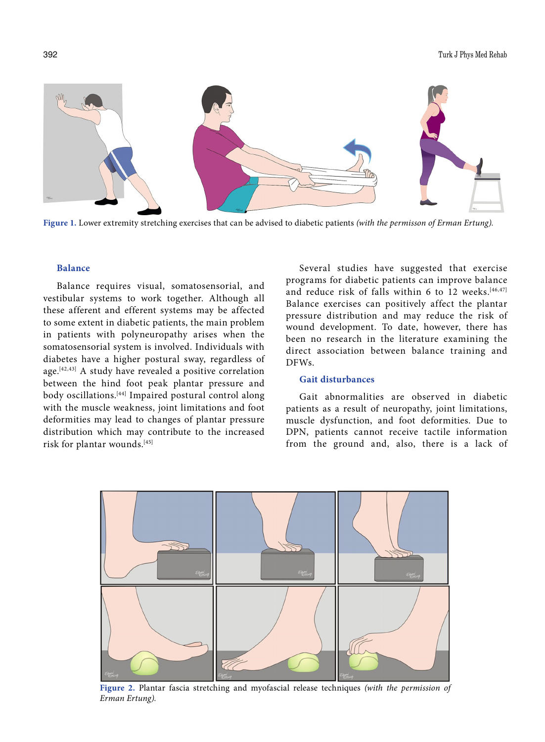Figure 1. Lower extremity stretching exercises that can be advised to diabetic patients *(with the permisson of Erman Ertung).*

### Balance

Balance requires visual, somatosensorial, and vestibular systems to work together. Although all these afferent and efferent systems may be affected to some extent in diabetic patients, the main problem in patients with polyneuropathy arises when the somatosensorial system is involved. Individuals with diabetes have a higher postural sway, regardless of age.[42,43] A study have revealed a positive correlation between the hind foot peak plantar pressure and body oscillations.[44] Impaired postural control along with the muscle weakness, joint limitations and foot deformities may lead to changes of plantar pressure distribution which may contribute to the increased risk for plantar wounds.[45]

Several studies have suggested that exercise programs for diabetic patients can improve balance and reduce risk of falls within 6 to 12 weeks.[46,47] Balance exercises can positively affect the plantar pressure distribution and may reduce the risk of wound development. To date, however, there has been no research in the literature examining the direct association between balance training and DFWs.

### Gait disturbances

Gait abnormalities are observed in diabetic patients as a result of neuropathy, joint limitations, muscle dysfunction, and foot deformities. Due to DPN, patients cannot receive tactile information from the ground and, also, there is a lack of

Figure 2. Plantar fascia stretching and myofascial release techniques *(with the permission of Erman Ertung).*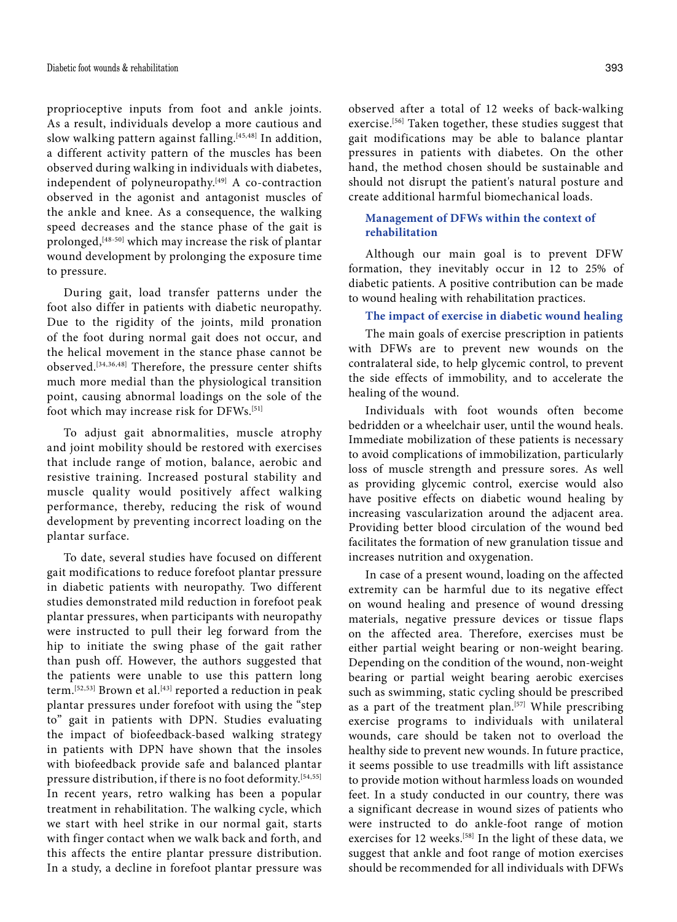proprioceptive inputs from foot and ankle joints. As a result, individuals develop a more cautious and slow walking pattern against falling.[45,48] In addition, a different activity pattern of the muscles has been observed during walking in individuals with diabetes, independent of polyneuropathy.[49] A co-contraction observed in the agonist and antagonist muscles of the ankle and knee. As a consequence, the walking speed decreases and the stance phase of the gait is prolonged,[48-50] which may increase the risk of plantar wound development by prolonging the exposure time to pressure.

During gait, load transfer patterns under the foot also differ in patients with diabetic neuropathy. Due to the rigidity of the joints, mild pronation of the foot during normal gait does not occur, and the helical movement in the stance phase cannot be observed.[34,36,48] Therefore, the pressure center shifts much more medial than the physiological transition point, causing abnormal loadings on the sole of the foot which may increase risk for DFWs.[51]

To adjust gait abnormalities, muscle atrophy and joint mobility should be restored with exercises that include range of motion, balance, aerobic and resistive training. Increased postural stability and muscle quality would positively affect walking performance, thereby, reducing the risk of wound development by preventing incorrect loading on the plantar surface.

To date, several studies have focused on different gait modifications to reduce forefoot plantar pressure in diabetic patients with neuropathy. Two different studies demonstrated mild reduction in forefoot peak plantar pressures, when participants with neuropathy were instructed to pull their leg forward from the hip to initiate the swing phase of the gait rather than push off. However, the authors suggested that the patients were unable to use this pattern long term.[52,53] Brown et al.[43] reported a reduction in peak plantar pressures under forefoot with using the "step to" gait in patients with DPN. Studies evaluating the impact of biofeedback-based walking strategy in patients with DPN have shown that the insoles with biofeedback provide safe and balanced plantar pressure distribution, if there is no foot deformity.[54,55] In recent years, retro walking has been a popular treatment in rehabilitation. The walking cycle, which we start with heel strike in our normal gait, starts with finger contact when we walk back and forth, and this affects the entire plantar pressure distribution. In a study, a decline in forefoot plantar pressure was observed after a total of 12 weeks of back-walking exercise.[56] Taken together, these studies suggest that gait modifications may be able to balance plantar pressures in patients with diabetes. On the other hand, the method chosen should be sustainable and should not disrupt the patient's natural posture and create additional harmful biomechanical loads.

## Management of DFWs within the context of rehabilitation

Although our main goal is to prevent DFW formation, they inevitably occur in 12 to 25% of diabetic patients. A positive contribution can be made to wound healing with rehabilitation practices.

### The impact of exercise in diabetic wound healing

The main goals of exercise prescription in patients with DFWs are to prevent new wounds on the contralateral side, to help glycemic control, to prevent the side effects of immobility, and to accelerate the healing of the wound.

Individuals with foot wounds often become bedridden or a wheelchair user, until the wound heals. Immediate mobilization of these patients is necessary to avoid complications of immobilization, particularly loss of muscle strength and pressure sores. As well as providing glycemic control, exercise would also have positive effects on diabetic wound healing by increasing vascularization around the adjacent area. Providing better blood circulation of the wound bed facilitates the formation of new granulation tissue and increases nutrition and oxygenation.

In case of a present wound, loading on the affected extremity can be harmful due to its negative effect on wound healing and presence of wound dressing materials, negative pressure devices or tissue flaps on the affected area. Therefore, exercises must be either partial weight bearing or non-weight bearing. Depending on the condition of the wound, non-weight bearing or partial weight bearing aerobic exercises such as swimming, static cycling should be prescribed as a part of the treatment plan.[57] While prescribing exercise programs to individuals with unilateral wounds, care should be taken not to overload the healthy side to prevent new wounds. In future practice, it seems possible to use treadmills with lift assistance to provide motion without harmless loads on wounded feet. In a study conducted in our country, there was a significant decrease in wound sizes of patients who were instructed to do ankle-foot range of motion exercises for 12 weeks.[58] In the light of these data, we suggest that ankle and foot range of motion exercises should be recommended for all individuals with DFWs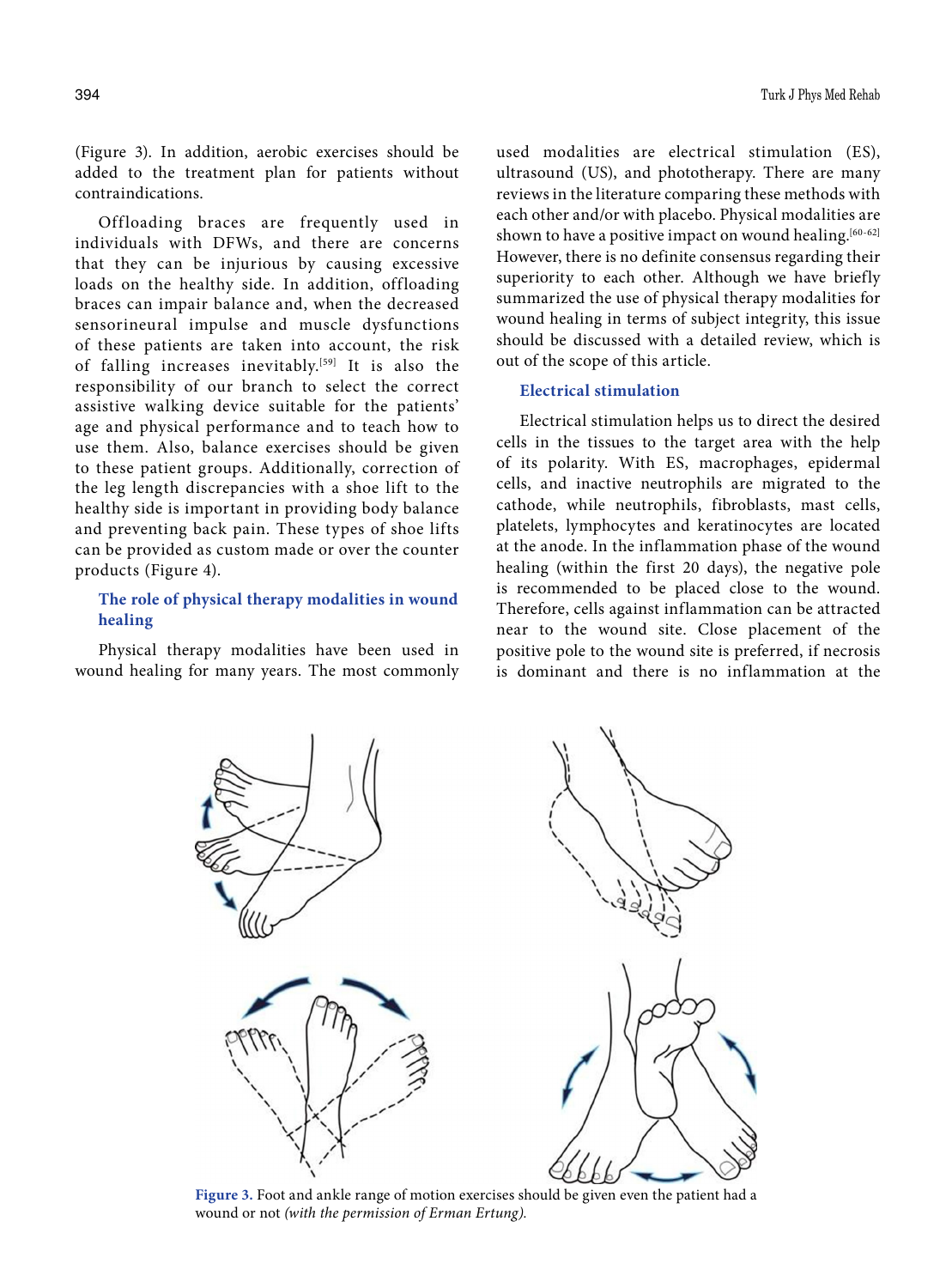(Figure 3). In addition, aerobic exercises should be added to the treatment plan for patients without contraindications.

Offloading braces are frequently used in individuals with DFWs, and there are concerns that they can be injurious by causing excessive loads on the healthy side. In addition, offloading braces can impair balance and, when the decreased sensorineural impulse and muscle dysfunctions of these patients are taken into account, the risk of falling increases inevitably.[59] It is also the responsibility of our branch to select the correct assistive walking device suitable for the patients' age and physical performance and to teach how to use them. Also, balance exercises should be given to these patient groups. Additionally, correction of the leg length discrepancies with a shoe lift to the healthy side is important in providing body balance and preventing back pain. These types of shoe lifts can be provided as custom made or over the counter products (Figure 4).

### The role of physical therapy modalities in wound healing

Physical therapy modalities have been used in wound healing for many years. The most commonly used modalities are electrical stimulation (ES), ultrasound (US), and phototherapy. There are many reviews in the literature comparing these methods with each other and/or with placebo. Physical modalities are shown to have a positive impact on wound healing.[60-62] However, there is no definite consensus regarding their superiority to each other. Although we have briefly summarized the use of physical therapy modalities for wound healing in terms of subject integrity, this issue should be discussed with a detailed review, which is out of the scope of this article.

#### Electrical stimulation

Electrical stimulation helps us to direct the desired cells in the tissues to the target area with the help of its polarity. With ES, macrophages, epidermal cells, and inactive neutrophils are migrated to the cathode, while neutrophils, fibroblasts, mast cells, platelets, lymphocytes and keratinocytes are located at the anode. In the inflammation phase of the wound healing (within the first 20 days), the negative pole is recommended to be placed close to the wound. Therefore, cells against inflammation can be attracted near to the wound site. Close placement of the positive pole to the wound site is preferred, if necrosis is dominant and there is no inflammation at the

**Figure 3.** Foot and ankle range of motion exercises should be given even the patient had a wound or not *(with the permission of Erman Ertung).*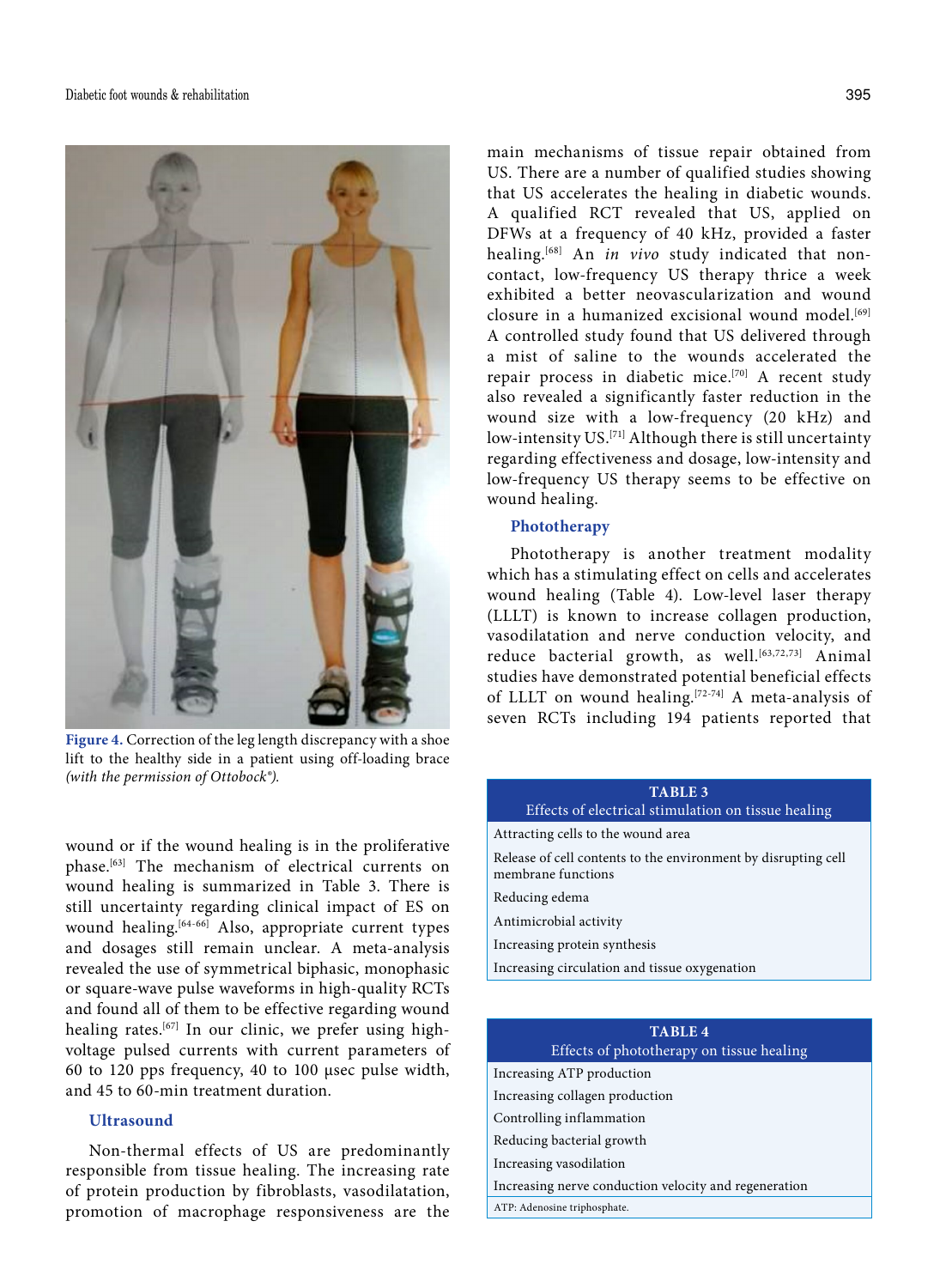Figure 4. Correction of the leg length discrepancy with a shoe lift to the healthy side in a patient using off-loading brace *(with the permission of Ottobock®).*

wound or if the wound healing is in the proliferative phase.[63] The mechanism of electrical currents on wound healing is summarized in Table 3. There is still uncertainty regarding clinical impact of ES on wound healing.[64-66] Also, appropriate current types and dosages still remain unclear. A meta-analysis revealed the use of symmetrical biphasic, monophasic or square-wave pulse waveforms in high-quality RCTs and found all of them to be effective regarding wound healing rates.[67] In our clinic, we prefer using high-voltage pulsed currents with current parameters of 60 to 120 pps frequency, 40 to 100 µsec pulse width, and 45 to 60-min treatment duration.

### Ultrasound

Non-thermal effects of US are predominantly responsible from tissue healing. The increasing rate of protein production by fibroblasts, vasodilatation, promotion of macrophage responsiveness are the main mechanisms of tissue repair obtained from US. There are a number of qualified studies showing that US accelerates the healing in diabetic wounds. A qualified RCT revealed that US, applied on DFWs at a frequency of 40 kHz, provided a faster healing.[68] An *in vivo* study indicated that non-contact, low-frequency US therapy thrice a week exhibited a better neovascularization and wound closure in a humanized excisional wound model.[69] A controlled study found that US delivered through a mist of saline to the wounds accelerated the repair process in diabetic mice.[70] A recent study also revealed a significantly faster reduction in the wound size with a low-frequency (20 kHz) and low-intensity US.[71] Although there is still uncertainty regarding effectiveness and dosage, low-intensity and low-frequency US therapy seems to be effective on wound healing.

### Phototherapy

Phototherapy is another treatment modality which has a stimulating effect on cells and accelerates wound healing (Table 4). Low-level laser therapy (LLLT) is known to increase collagen production, vasodilatation and nerve conduction velocity, and reduce bacterial growth, as well.[63,72,73] Animal studies have demonstrated potential beneficial effects of LLLT on wound healing.[72-74] A meta-analysis of seven RCTs including 194 patients reported that

| TABLE 3<br>Effects of electrical stimulation on tissue healing |
|---|
| Attracting cells to the wound area |
| Release of cell contents to the environment by disrupting cell membrane functions |
| Reducing edema |
| Antimicrobial activity |
| Increasing protein synthesis |
| Increasing circulation and tissue oxygenation |

| TABLE 4<br>Effects of phototherapy on tissue healing |
|---|
| Increasing ATP production |
| Increasing collagen production |
| Controlling inflammation |
| Reducing bacterial growth |
| Increasing vasodilation |
| Increasing nerve conduction velocity and regeneration |

ATP: Adenosine triphosphate.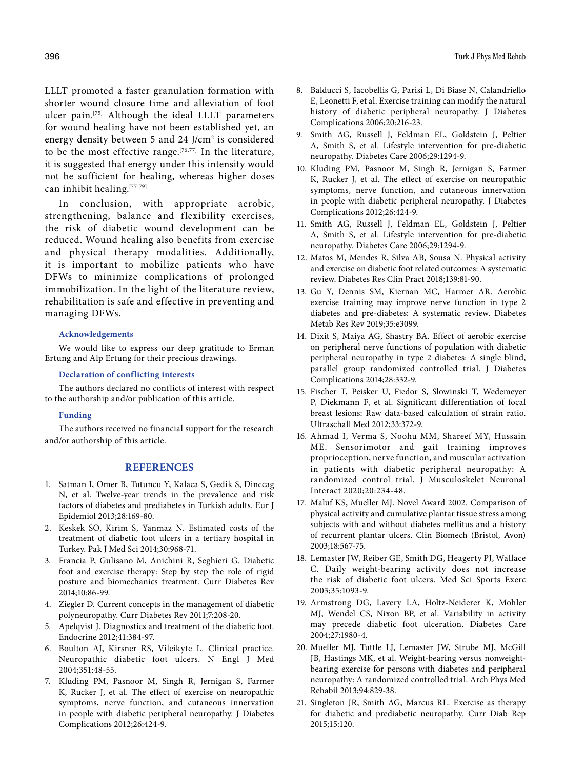LLLT promoted a faster granulation formation with shorter wound closure time and alleviation of foot ulcer pain.[75] Although the ideal LLLT parameters for wound healing have not been established yet, an energy density between 5 and 24 J/cm$^2$ is considered to be the most effective range.[76,77] In the literature, it is suggested that energy under this intensity would not be sufficient for healing, whereas higher doses can inhibit healing.[77-79]

In conclusion, with appropriate aerobic, strengthening, balance and flexibility exercises, the risk of diabetic wound development can be reduced. Wound healing also benefits from exercise and physical therapy modalities. Additionally, it is important to mobilize patients who have DFWs to minimize complications of prolonged immobilization. In the light of the literature review, rehabilitation is safe and effective in preventing and managing DFWs.

#### Acknowledgements

We would like to express our deep gratitude to Erman Ertung and Alp Ertung for their precious drawings.

#### Declaration of conflicting interests

The authors declared no conflicts of interest with respect to the authorship and/or publication of this article.

#### Funding

The authors received no financial support for the research and/or authorship of this article.

## REFERENCES

1. Satman I, Omer B, Tutuncu Y, Kalaca S, Gedik S, Dinccag N, et al. Twelve-year trends in the prevalence and risk factors of diabetes and prediabetes in Turkish adults. Eur J Epidemiol 2013;28:169-80.
2. Keskek SO, Kirim S, Yanmaz N. Estimated costs of the treatment of diabetic foot ulcers in a tertiary hospital in Turkey. Pak J Med Sci 2014;30:968-71.
3. Francia P, Gulisano M, Anichini R, Seghieri G. Diabetic foot and exercise therapy: Step by step the role of rigid posture and biomechanics treatment. Curr Diabetes Rev 2014;10:86-99.
4. Ziegler D. Current concepts in the management of diabetic polyneuropathy. Curr Diabetes Rev 2011;7:208-20.
5. Apelqvist J. Diagnostics and treatment of the diabetic foot. Endocrine 2012;41:384-97.
6. Boulton AJ, Kirsner RS, Vileikyte L. Clinical practice. Neuropathic diabetic foot ulcers. N Engl J Med 2004;351:48-55.
7. Kluding PM, Pasnoor M, Singh R, Jernigan S, Farmer K, Rucker J, et al. The effect of exercise on neuropathic symptoms, nerve function, and cutaneous innervation in people with diabetic peripheral neuropathy. J Diabetes Complications 2012;26:424-9.
8. Balducci S, Iacobellis G, Parisi L, Di Biase N, Calandriello E, Leonetti F, et al. Exercise training can modify the natural history of diabetic peripheral neuropathy. J Diabetes Complications 2006;20:216-23.
9. Smith AG, Russell J, Feldman EL, Goldstein J, Peltier A, Smith S, et al. Lifestyle intervention for pre-diabetic neuropathy. Diabetes Care 2006;29:1294-9.
10. Kluding PM, Pasnoor M, Singh R, Jernigan S, Farmer K, Rucker J, et al. The effect of exercise on neuropathic symptoms, nerve function, and cutaneous innervation in people with diabetic peripheral neuropathy. J Diabetes Complications 2012;26:424-9.
11. Smith AG, Russell J, Feldman EL, Goldstein J, Peltier A, Smith S, et al. Lifestyle intervention for pre-diabetic neuropathy. Diabetes Care 2006;29:1294-9.
12. Matos M, Mendes R, Silva AB, Sousa N. Physical activity and exercise on diabetic foot related outcomes: A systematic review. Diabetes Res Clin Pract 2018;139:81-90.
13. Gu Y, Dennis SM, Kiernan MC, Harmer AR. Aerobic exercise training may improve nerve function in type 2 diabetes and pre-diabetes: A systematic review. Diabetes Metab Res Rev 2019;35:e3099.
14. Dixit S, Maiya AG, Shastry BA. Effect of aerobic exercise on peripheral nerve functions of population with diabetic peripheral neuropathy in type 2 diabetes: A single blind, parallel group randomized controlled trial. J Diabetes Complications 2014;28:332-9.
15. Fischer T, Peisker U, Fiedor S, Slowinski T, Wedemeyer P, Diekmann F, et al. Significant differentiation of focal breast lesions: Raw data-based calculation of strain ratio. Ultraschall Med 2012;33:372-9.
16. Ahmad I, Verma S, Noohu MM, Shareef MY, Hussain ME. Sensorimotor and gait training improves proprioception, nerve function, and muscular activation in patients with diabetic peripheral neuropathy: A randomized control trial. J Musculoskelet Neuronal Interact 2020;20:234-48.
17. Maluf KS, Mueller MJ. Novel Award 2002. Comparison of physical activity and cumulative plantar tissue stress among subjects with and without diabetes mellitus and a history of recurrent plantar ulcers. Clin Biomech (Bristol, Avon) 2003;18:567-75.
18. Lemaster JW, Reiber GE, Smith DG, Heagerty PJ, Wallace C. Daily weight-bearing activity does not increase the risk of diabetic foot ulcers. Med Sci Sports Exerc 2003;35:1093-9.
19. Armstrong DG, Lavery LA, Holtz-Neiderer K, Mohler MJ, Wendel CS, Nixon BP, et al. Variability in activity may precede diabetic foot ulceration. Diabetes Care 2004;27:1980-4.
20. Mueller MJ, Tuttle LJ, Lemaster JW, Strube MJ, McGill JB, Hastings MK, et al. Weight-bearing versus nonweight-bearing exercise for persons with diabetes and peripheral neuropathy: A randomized controlled trial. Arch Phys Med Rehabil 2013;94:829-38.
21. Singleton JR, Smith AG, Marcus RL. Exercise as therapy for diabetic and prediabetic neuropathy. Curr Diab Rep 2015;15:120.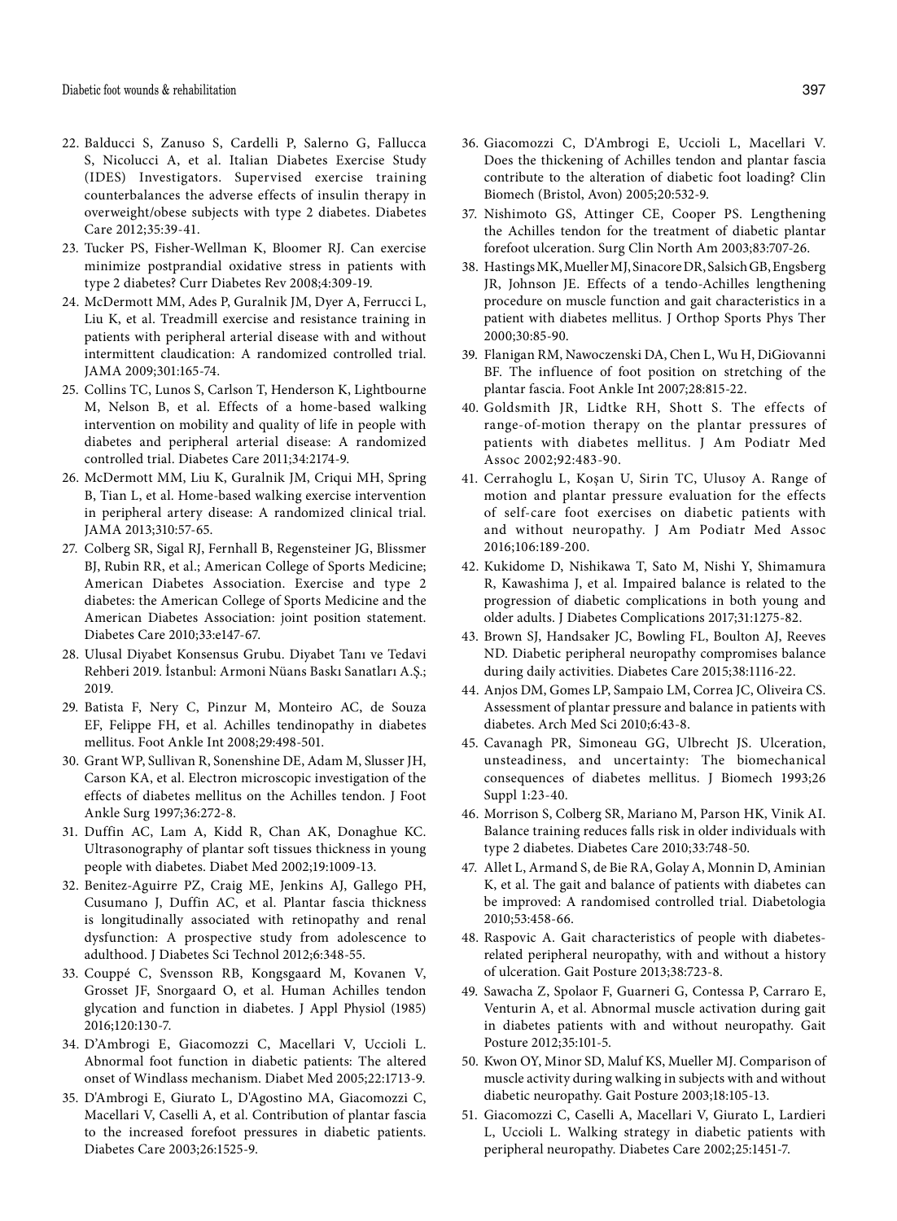22. Balducci S, Zanuso S, Cardelli P, Salerno G, Fallucca S, Nicolucci A, et al. Italian Diabetes Exercise Study (IDES) Investigators. Supervised exercise training counterbalances the adverse effects of insulin therapy in overweight/obese subjects with type 2 diabetes. Diabetes Care 2012;35:39-41.
23. Tucker PS, Fisher-Wellman K, Bloomer RJ. Can exercise minimize postprandial oxidative stress in patients with type 2 diabetes? Curr Diabetes Rev 2008;4:309-19.
24. McDermott MM, Ades P, Guralnik JM, Dyer A, Ferrucci L, Liu K, et al. Treadmill exercise and resistance training in patients with peripheral arterial disease with and without intermittent claudication: A randomized controlled trial. JAMA 2009;301:165-74.
25. Collins TC, Lunos S, Carlson T, Henderson K, Lightbourne M, Nelson B, et al. Effects of a home-based walking intervention on mobility and quality of life in people with diabetes and peripheral arterial disease: A randomized controlled trial. Diabetes Care 2011;34:2174-9.
26. McDermott MM, Liu K, Guralnik JM, Criqui MH, Spring B, Tian L, et al. Home-based walking exercise intervention in peripheral artery disease: A randomized clinical trial. JAMA 2013;310:57-65.
27. Colberg SR, Sigal RJ, Fernhall B, Regensteiner JG, Blissmer BJ, Rubin RR, et al.; American College of Sports Medicine; American Diabetes Association. Exercise and type 2 diabetes: the American College of Sports Medicine and the American Diabetes Association: joint position statement. Diabetes Care 2010;33:e147-67.
28. Ulusal Diyabet Konsensus Grubu. Diyabet Tanı ve Tedavi Rehberi 2019. İstanbul: Armoni Nüans Baskı Sanatları A.Ş.; 2019.
29. Batista F, Nery C, Pinzur M, Monteiro AC, de Souza EF, Felippe FH, et al. Achilles tendinopathy in diabetes mellitus. Foot Ankle Int 2008;29:498-501.
30. Grant WP, Sullivan R, Sonenshine DE, Adam M, Slusser JH, Carson KA, et al. Electron microscopic investigation of the effects of diabetes mellitus on the Achilles tendon. J Foot Ankle Surg 1997;36:272-8.
31. Duffin AC, Lam A, Kidd R, Chan AK, Donaghue KC. Ultrasonography of plantar soft tissues thickness in young people with diabetes. Diabet Med 2002;19:1009-13.
32. Benitez-Aguirre PZ, Craig ME, Jenkins AJ, Gallego PH, Cusumano J, Duffin AC, et al. Plantar fascia thickness is longitudinally associated with retinopathy and renal dysfunction: A prospective study from adolescence to adulthood. J Diabetes Sci Technol 2012;6:348-55.
33. Couppé C, Svensson RB, Kongsgaard M, Kovanen V, Grosset JF, Snorgaard O, et al. Human Achilles tendon glycation and function in diabetes. J Appl Physiol (1985) 2016;120:130-7.
34. D'Ambrogi E, Giacomozzi C, Macellari V, Uccioli L. Abnormal foot function in diabetic patients: The altered onset of Windlass mechanism. Diabet Med 2005;22:1713-9.
35. D'Ambrogi E, Giurato L, D'Agostino MA, Giacomozzi C, Macellari V, Caselli A, et al. Contribution of plantar fascia to the increased forefoot pressures in diabetic patients. Diabetes Care 2003;26:1525-9.
36. Giacomozzi C, D'Ambrogi E, Uccioli L, Macellari V. Does the thickening of Achilles tendon and plantar fascia contribute to the alteration of diabetic foot loading? Clin Biomech (Bristol, Avon) 2005;20:532-9.
37. Nishimoto GS, Attinger CE, Cooper PS. Lengthening the Achilles tendon for the treatment of diabetic plantar forefoot ulceration. Surg Clin North Am 2003;83:707-26.
38. Hastings MK, Mueller MJ, Sinacore DR, Salsich GB, Engsberg JR, Johnson JE. Effects of a tendo-Achilles lengthening procedure on muscle function and gait characteristics in a patient with diabetes mellitus. J Orthop Sports Phys Ther 2000;30:85-90.
39. Flanigan RM, Nawoczenski DA, Chen L, Wu H, DiGiovanni BF. The influence of foot position on stretching of the plantar fascia. Foot Ankle Int 2007;28:815-22.
40. Goldsmith JR, Lidtke RH, Shott S. The effects of range-of-motion therapy on the plantar pressures of patients with diabetes mellitus. J Am Podiatr Med Assoc 2002;92:483-90.
41. Cerrahoglu L, Koşan U, Sirin TC, Ulusoy A. Range of motion and plantar pressure evaluation for the effects of self-care foot exercises on diabetic patients with and without neuropathy. J Am Podiatr Med Assoc 2016;106:189-200.
42. Kukidome D, Nishikawa T, Sato M, Nishi Y, Shimamura R, Kawashima J, et al. Impaired balance is related to the progression of diabetic complications in both young and older adults. J Diabetes Complications 2017;31:1275-82.
43. Brown SJ, Handsaker JC, Bowling FL, Boulton AJ, Reeves ND. Diabetic peripheral neuropathy compromises balance during daily activities. Diabetes Care 2015;38:1116-22.
44. Anjos DM, Gomes LP, Sampaio LM, Correa JC, Oliveira CS. Assessment of plantar pressure and balance in patients with diabetes. Arch Med Sci 2010;6:43-8.
45. Cavanagh PR, Simoneau GG, Ulbrecht JS. Ulceration, unsteadiness, and uncertainty: The biomechanical consequences of diabetes mellitus. J Biomech 1993;26 Suppl 1:23-40.
46. Morrison S, Colberg SR, Mariano M, Parson HK, Vinik AI. Balance training reduces falls risk in older individuals with type 2 diabetes. Diabetes Care 2010;33:748-50.
47. Allet L, Armand S, de Bie RA, Golay A, Monnin D, Aminian K, et al. The gait and balance of patients with diabetes can be improved: A randomised controlled trial. Diabetologia 2010;53:458-66.
48. Raspovic A. Gait characteristics of people with diabetes-related peripheral neuropathy, with and without a history of ulceration. Gait Posture 2013;38:723-8.
49. Sawacha Z, Spolaor F, Guarneri G, Contessa P, Carraro E, Venturin A, et al. Abnormal muscle activation during gait in diabetes patients with and without neuropathy. Gait Posture 2012;35:101-5.
50. Kwon OY, Minor SD, Maluf KS, Mueller MJ. Comparison of muscle activity during walking in subjects with and without diabetic neuropathy. Gait Posture 2003;18:105-13.
51. Giacomozzi C, Caselli A, Macellari V, Giurato L, Lardieri L, Uccioli L. Walking strategy in diabetic patients with peripheral neuropathy. Diabetes Care 2002;25:1451-7.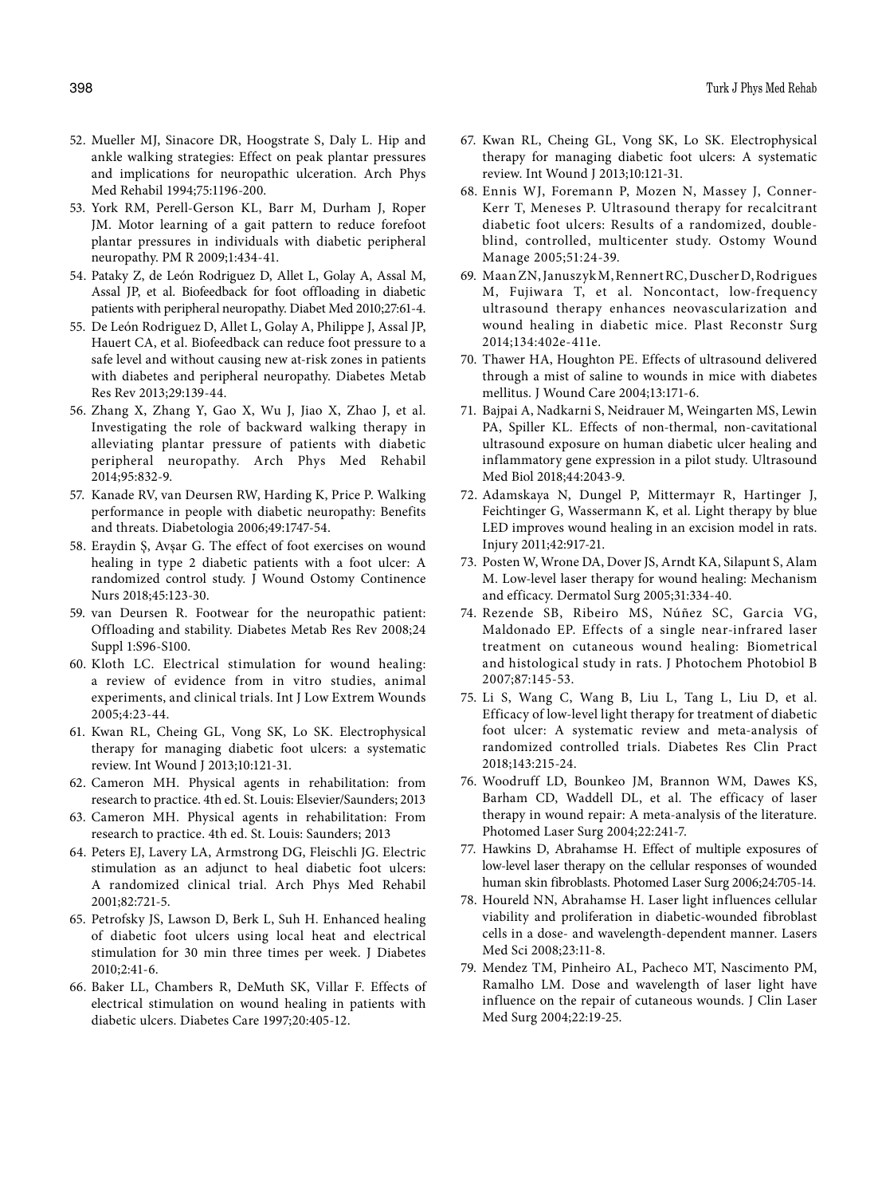52. Mueller MJ, Sinacore DR, Hoogstrate S, Daly L. Hip and ankle walking strategies: Effect on peak plantar pressures and implications for neuropathic ulceration. Arch Phys Med Rehabil 1994;75:1196-200.
53. York RM, Perell-Gerson KL, Barr M, Durham J, Roper JM. Motor learning of a gait pattern to reduce forefoot plantar pressures in individuals with diabetic peripheral neuropathy. PM R 2009;1:434-41.
54. Pataky Z, de León Rodriguez D, Allet L, Golay A, Assal M, Assal JP, et al. Biofeedback for foot offloading in diabetic patients with peripheral neuropathy. Diabet Med 2010;27:61-4.
55. De León Rodriguez D, Allet L, Golay A, Philippe J, Assal JP, Hauert CA, et al. Biofeedback can reduce foot pressure to a safe level and without causing new at-risk zones in patients with diabetes and peripheral neuropathy. Diabetes Metab Res Rev 2013;29:139-44.
56. Zhang X, Zhang Y, Gao X, Wu J, Jiao X, Zhao J, et al. Investigating the role of backward walking therapy in alleviating plantar pressure of patients with diabetic peripheral neuropathy. Arch Phys Med Rehabil 2014;95:832-9.
57. Kanade RV, van Deursen RW, Harding K, Price P. Walking performance in people with diabetic neuropathy: Benefits and threats. Diabetologia 2006;49:1747-54.
58. Eraydin Ş, Avşar G. The effect of foot exercises on wound healing in type 2 diabetic patients with a foot ulcer: A randomized control study. J Wound Ostomy Continence Nurs 2018;45:123-30.
59. van Deursen R. Footwear for the neuropathic patient: Offloading and stability. Diabetes Metab Res Rev 2008;24 Suppl 1:S96-S100.
60. Kloth LC. Electrical stimulation for wound healing: a review of evidence from in vitro studies, animal experiments, and clinical trials. Int J Low Extrem Wounds 2005;4:23-44.
61. Kwan RL, Cheing GL, Vong SK, Lo SK. Electrophysical therapy for managing diabetic foot ulcers: a systematic review. Int Wound J 2013;10:121-31.
62. Cameron MH. Physical agents in rehabilitation: from research to practice. 4th ed. St. Louis: Elsevier/Saunders; 2013
63. Cameron MH. Physical agents in rehabilitation: From research to practice. 4th ed. St. Louis: Saunders; 2013
64. Peters EJ, Lavery LA, Armstrong DG, Fleischli JG. Electric stimulation as an adjunct to heal diabetic foot ulcers: A randomized clinical trial. Arch Phys Med Rehabil 2001;82:721-5.
65. Petrofsky JS, Lawson D, Berk L, Suh H. Enhanced healing of diabetic foot ulcers using local heat and electrical stimulation for 30 min three times per week. J Diabetes 2010;2:41-6.
66. Baker LL, Chambers R, DeMuth SK, Villar F. Effects of electrical stimulation on wound healing in patients with diabetic ulcers. Diabetes Care 1997;20:405-12.
67. Kwan RL, Cheing GL, Vong SK, Lo SK. Electrophysical therapy for managing diabetic foot ulcers: A systematic review. Int Wound J 2013;10:121-31.
68. Ennis WJ, Foremann P, Mozen N, Massey J, Conner-Kerr T, Meneses P. Ultrasound therapy for recalcitrant diabetic foot ulcers: Results of a randomized, double-blind, controlled, multicenter study. Ostomy Wound Manage 2005;51:24-39.
69. Maan ZN, Januszyk M, Rennert RC, Duscher D, Rodrigues M, Fujiwara T, et al. Noncontact, low-frequency ultrasound therapy enhances neovascularization and wound healing in diabetic mice. Plast Reconstr Surg 2014;134:402e-411e.
70. Thawer HA, Houghton PE. Effects of ultrasound delivered through a mist of saline to wounds in mice with diabetes mellitus. J Wound Care 2004;13:171-6.
71. Bajpai A, Nadkarni S, Neidrauer M, Weingarten MS, Lewin PA, Spiller KL. Effects of non-thermal, non-cavitational ultrasound exposure on human diabetic ulcer healing and inflammatory gene expression in a pilot study. Ultrasound Med Biol 2018;44:2043-9.
72. Adamskaya N, Dungel P, Mittermayr R, Hartinger J, Feichtinger G, Wassermann K, et al. Light therapy by blue LED improves wound healing in an excision model in rats. Injury 2011;42:917-21.
73. Posten W, Wrone DA, Dover JS, Arndt KA, Silapunt S, Alam M. Low-level laser therapy for wound healing: Mechanism and efficacy. Dermatol Surg 2005;31:334-40.
74. Rezende SB, Ribeiro MS, Núñez SC, Garcia VG, Maldonado EP. Effects of a single near-infrared laser treatment on cutaneous wound healing: Biometrical and histological study in rats. J Photochem Photobiol B 2007;87:145-53.
75. Li S, Wang C, Wang B, Liu L, Tang L, Liu D, et al. Efficacy of low-level light therapy for treatment of diabetic foot ulcer: A systematic review and meta-analysis of randomized controlled trials. Diabetes Res Clin Pract 2018;143:215-24.
76. Woodruff LD, Bounkeo JM, Brannon WM, Dawes KS, Barham CD, Waddell DL, et al. The efficacy of laser therapy in wound repair: A meta-analysis of the literature. Photomed Laser Surg 2004;22:241-7.
77. Hawkins D, Abrahamse H. Effect of multiple exposures of low-level laser therapy on the cellular responses of wounded human skin fibroblasts. Photomed Laser Surg 2006;24:705-14.
78. Houreld NN, Abrahamse H. Laser light influences cellular viability and proliferation in diabetic-wounded fibroblast cells in a dose- and wavelength-dependent manner. Lasers Med Sci 2008;23:11-8.
79. Mendez TM, Pinheiro AL, Pacheco MT, Nascimento PM, Ramalho LM. Dose and wavelength of laser light have influence on the repair of cutaneous wounds. J Clin Laser Med Surg 2004;22:19-25.